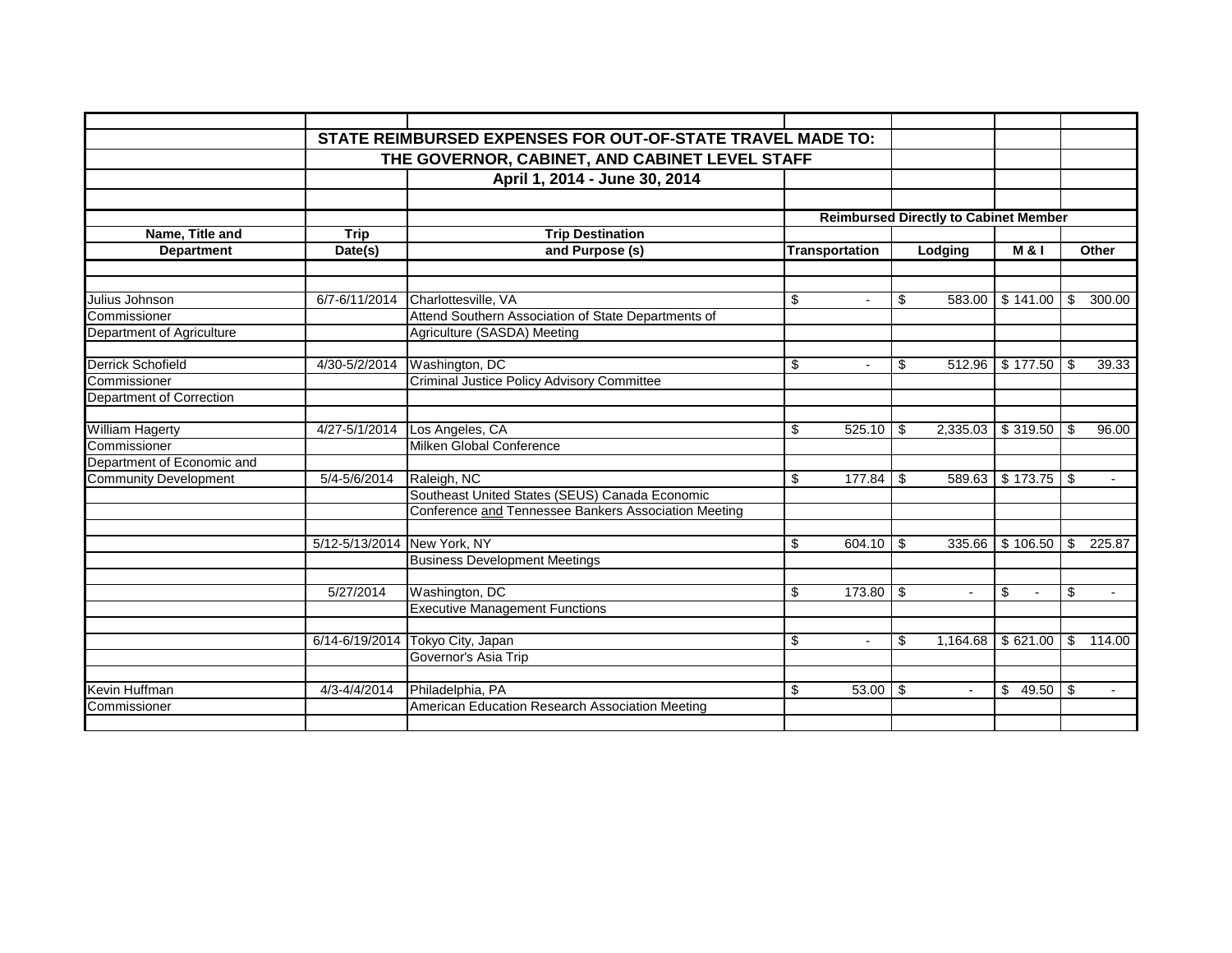## STATE REIMBURSED EXPENSES FOR OUT-OF-STATE TRAVEL MADE TO:
## THE GOVERNOR, CABINET, AND CABINET LEVEL STAFF
### April 1, 2014 - June 30, 2014

| Name, Title and Department | Trip Date(s) | Trip Destination and Purpose (s) | Reimbursed Directly to Cabinet Member: Transportation | Lodging | M & I | Other |
|---|---|---|---|---|---|---|
| Julius Johnson | 6/7-6/11/2014 | Charlottesville, VA | $ - | $ 583.00 | $ 141.00 | $ 300.00 |
| Commissioner | | Attend Southern Association of State Departments of | | | | |
| Department of Agriculture | | Agriculture (SASDA) Meeting | | | | |
| Derrick Schofield | 4/30-5/2/2014 | Washington, DC | $ - | $ 512.96 | $ 177.50 | $ 39.33 |
| Commissioner | | Criminal Justice Policy Advisory Committee | | | | |
| Department of Correction | | | | | | |
| William Hagerty | 4/27-5/1/2014 | Los Angeles, CA | $ 525.10 | $ 2,335.03 | $ 319.50 | $ 96.00 |
| Commissioner | | Milken Global Conference | | | | |
| Department of Economic and | | | | | | |
| Community Development | 5/4-5/6/2014 | Raleigh, NC | $ 177.84 | $ 589.63 | $ 173.75 | $ - |
| | | Southeast United States (SEUS) Canada Economic | | | | |
| | | Conference and Tennessee Bankers Association Meeting | | | | |
| | 5/12-5/13/2014 | New York, NY | $ 604.10 | $ 335.66 | $ 106.50 | $ 225.87 |
| | | Business Development Meetings | | | | |
| | 5/27/2014 | Washington, DC | $ 173.80 | $ - | $ - | $ - |
| | | Executive Management Functions | | | | |
| | 6/14-6/19/2014 | Tokyo City, Japan | $ - | $ 1,164.68 | $ 621.00 | $ 114.00 |
| | | Governor's Asia Trip | | | | |
| Kevin Huffman | 4/3-4/4/2014 | Philadelphia, PA | $ 53.00 | $ - | $ 49.50 | $ - |
| Commissioner | | American Education Research Association Meeting | | | | |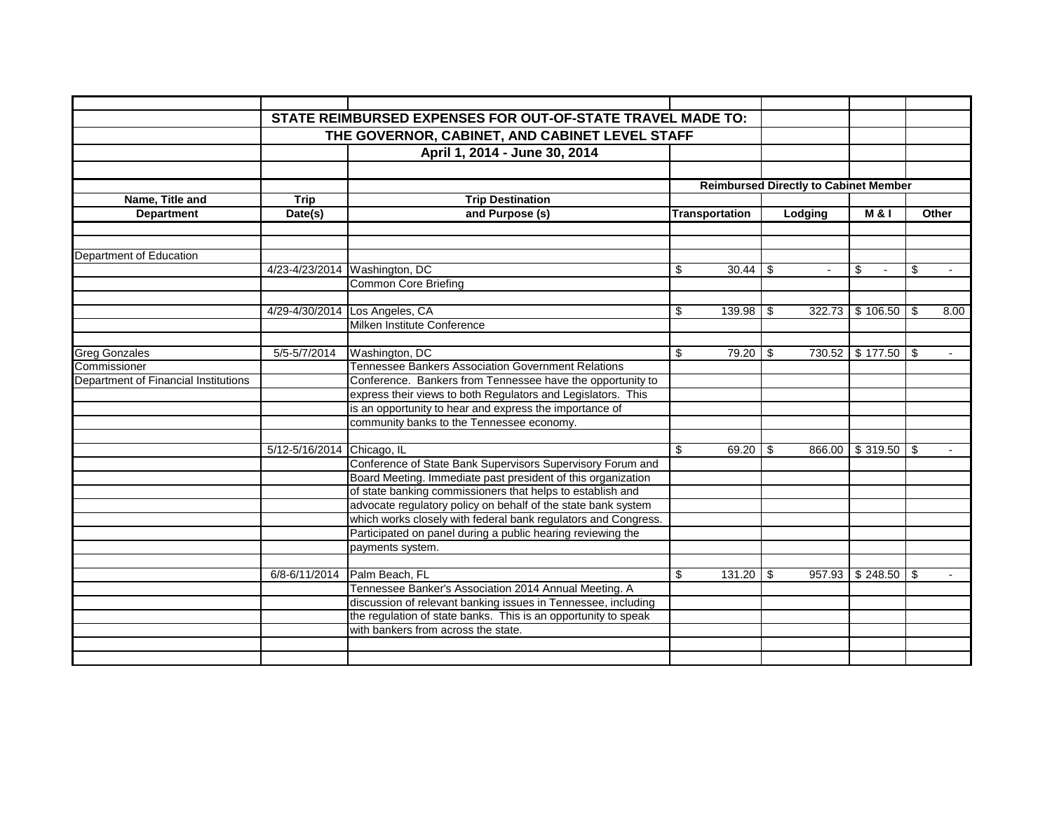## STATE REIMBURSED EXPENSES FOR OUT-OF-STATE TRAVEL MADE TO:
## THE GOVERNOR, CABINET, AND CABINET LEVEL STAFF
### April 1, 2014 - June 30, 2014

| | | | Reimbursed Directly to Cabinet Member | | | |
|---|---|---|---|---|---|---|
| **Name, Title and Department** | **Trip Date(s)** | **Trip Destination and Purpose (s)** | **Transportation** | **Lodging** | **M & I** | **Other** |
| Department of Education | | | | | | |
| | 4/23-4/23/2014 | Washington, DC | $ 30.44 | $ - | $ - | $ - |
| | | Common Core Briefing | | | | |
| | 4/29-4/30/2014 | Los Angeles, CA | $ 139.98 | $ 322.73 | $ 106.50 | $ 8.00 |
| | | Milken Institute Conference | | | | |
| Greg Gonzales | 5/5-5/7/2014 | Washington, DC | $ 79.20 | $ 730.52 | $ 177.50 | $ - |
| Commissioner | | Tennessee Bankers Association Government Relations | | | | |
| Department of Financial Institutions | | Conference. Bankers from Tennessee have the opportunity to | | | | |
| | | express their views to both Regulators and Legislators. This | | | | |
| | | is an opportunity to hear and express the importance of | | | | |
| | | community banks to the Tennessee economy. | | | | |
| | 5/12-5/16/2014 | Chicago, IL | $ 69.20 | $ 866.00 | $ 319.50 | $ - |
| | | Conference of State Bank Supervisors Supervisory Forum and | | | | |
| | | Board Meeting. Immediate past president of this organization | | | | |
| | | of state banking commissioners that helps to establish and | | | | |
| | | advocate regulatory policy on behalf of the state bank system | | | | |
| | | which works closely with federal bank regulators and Congress. | | | | |
| | | Participated on panel during a public hearing reviewing the | | | | |
| | | payments system. | | | | |
| | 6/8-6/11/2014 | Palm Beach, FL | $ 131.20 | $ 957.93 | $ 248.50 | $ - |
| | | Tennessee Banker's Association 2014 Annual Meeting. A | | | | |
| | | discussion of relevant banking issues in Tennessee, including | | | | |
| | | the regulation of state banks. This is an opportunity to speak | | | | |
| | | with bankers from across the state. | | | | |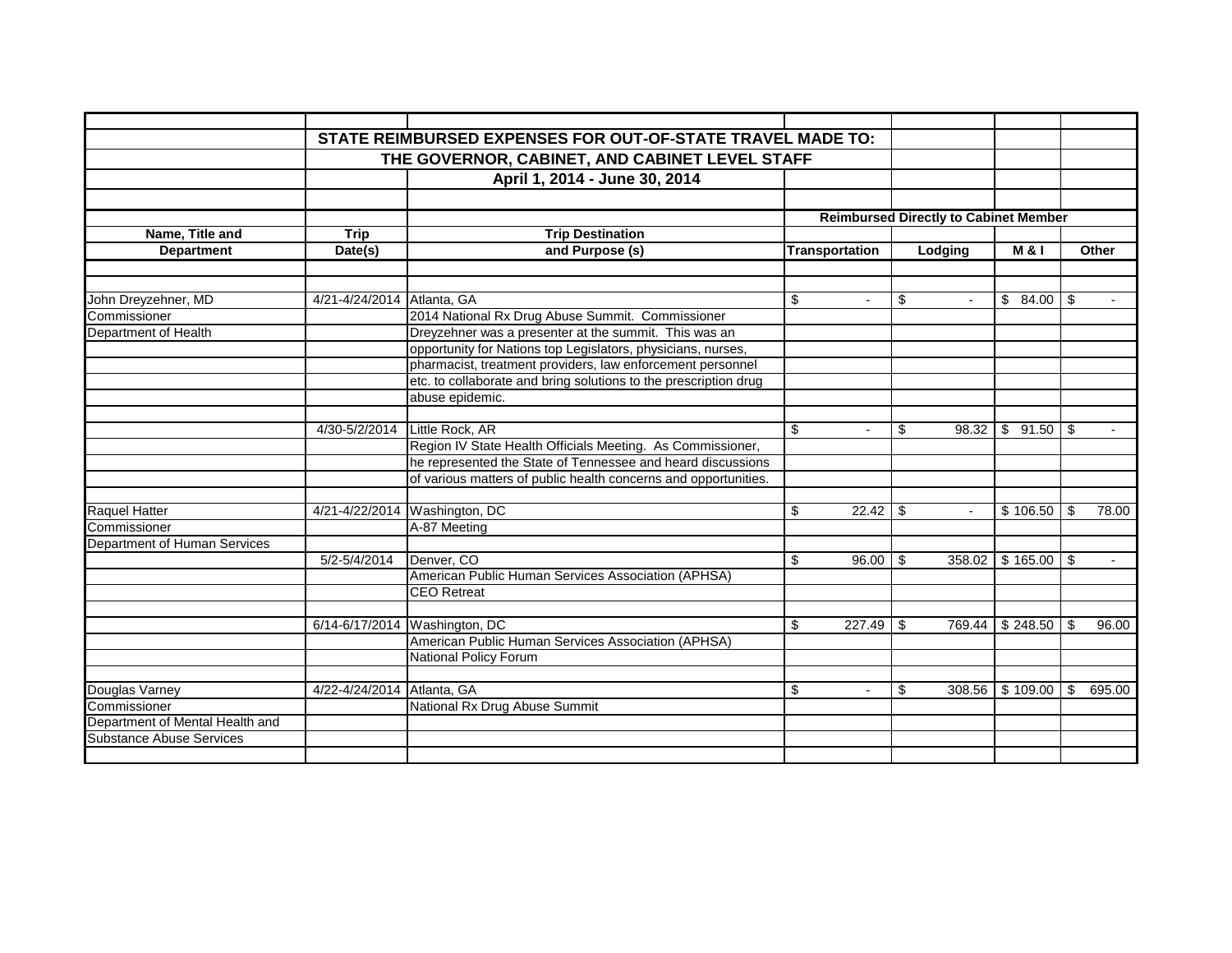## STATE REIMBURSED EXPENSES FOR OUT-OF-STATE TRAVEL MADE TO:
## THE GOVERNOR, CABINET, AND CABINET LEVEL STAFF
### April 1, 2014 - June 30, 2014

| Name, Title and Department | Trip Date(s) | Trip Destination and Purpose (s) | Reimbursed Directly to Cabinet Member: Transportation | Lodging | M & I | Other |
|---|---|---|---|---|---|---|
| John Dreyzehner, MD | 4/21-4/24/2014 | Atlanta, GA | $ - | $ - | $ 84.00 | $ - |
| Commissioner | | 2014 National Rx Drug Abuse Summit. Commissioner | | | | |
| Department of Health | | Dreyzehner was a presenter at the summit. This was an | | | | |
| | | opportunity for Nations top Legislators, physicians, nurses, | | | | |
| | | pharmacist, treatment providers, law enforcement personnel | | | | |
| | | etc. to collaborate and bring solutions to the prescription drug | | | | |
| | | abuse epidemic. | | | | |
| | 4/30-5/2/2014 | Little Rock, AR | $ - | $ 98.32 | $ 91.50 | $ - |
| | | Region IV State Health Officials Meeting. As Commissioner, | | | | |
| | | he represented the State of Tennessee and heard discussions | | | | |
| | | of various matters of public health concerns and opportunities. | | | | |
| Raquel Hatter | 4/21-4/22/2014 | Washington, DC | $ 22.42 | $ - | $ 106.50 | $ 78.00 |
| Commissioner | | A-87 Meeting | | | | |
| Department of Human Services | | | | | | |
| | 5/2-5/4/2014 | Denver, CO | $ 96.00 | $ 358.02 | $ 165.00 | $ - |
| | | American Public Human Services Association (APHSA) | | | | |
| | | CEO Retreat | | | | |
| | 6/14-6/17/2014 | Washington, DC | $ 227.49 | $ 769.44 | $ 248.50 | $ 96.00 |
| | | American Public Human Services Association (APHSA) | | | | |
| | | National Policy Forum | | | | |
| Douglas Varney | 4/22-4/24/2014 | Atlanta, GA | $ - | $ 308.56 | $ 109.00 | $ 695.00 |
| Commissioner | | National Rx Drug Abuse Summit | | | | |
| Department of Mental Health and | | | | | | |
| Substance Abuse Services | | | | | | |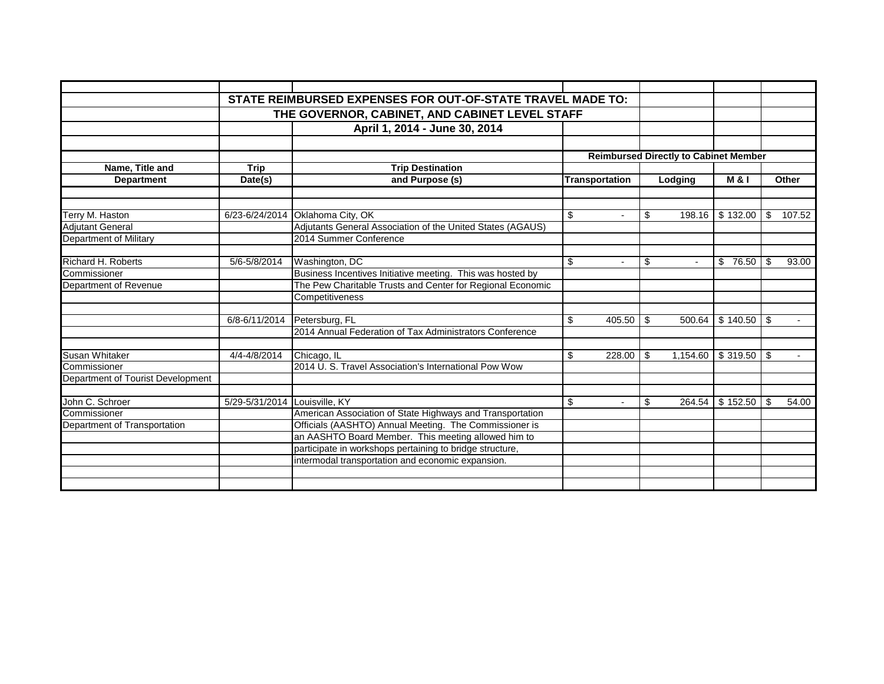**STATE REIMBURSED EXPENSES FOR OUT-OF-STATE TRAVEL MADE TO:**

**THE GOVERNOR, CABINET, AND CABINET LEVEL STAFF**

**April 1, 2014 - June 30, 2014**

| Name, Title and Department | Trip Date(s) | Trip Destination and Purpose (s) | Reimbursed Directly to Cabinet Member: Transportation | Lodging | M & I | Other |
|---|---|---|---|---|---|---|
| Terry M. Haston | 6/23-6/24/2014 | Oklahoma City, OK | $ - | $ 198.16 | $ 132.00 | $ 107.52 |
| Adjutant General | | Adjutants General Association of the United States (AGAUS) | | | | |
| Department of Military | | 2014 Summer Conference | | | | |
| | | | | | | |
| Richard H. Roberts | 5/6-5/8/2014 | Washington, DC | $ - | $ - | $ 76.50 | $ 93.00 |
| Commissioner | | Business Incentives Initiative meeting. This was hosted by | | | | |
| Department of Revenue | | The Pew Charitable Trusts and Center for Regional Economic | | | | |
| | | Competitiveness | | | | |
| | | | | | | |
| | 6/8-6/11/2014 | Petersburg, FL | $ 405.50 | $ 500.64 | $ 140.50 | $ - |
| | | 2014 Annual Federation of Tax Administrators Conference | | | | |
| | | | | | | |
| Susan Whitaker | 4/4-4/8/2014 | Chicago, IL | $ 228.00 | $ 1,154.60 | $ 319.50 | $ - |
| Commissioner | | 2014 U. S. Travel Association's International Pow Wow | | | | |
| Department of Tourist Development | | | | | | |
| | | | | | | |
| John C. Schroer | 5/29-5/31/2014 | Louisville, KY | $ - | $ 264.54 | $ 152.50 | $ 54.00 |
| Commissioner | | American Association of State Highways and Transportation | | | | |
| Department of Transportation | | Officials (AASHTO) Annual Meeting. The Commissioner is | | | | |
| | | an AASHTO Board Member. This meeting allowed him to | | | | |
| | | participate in workshops pertaining to bridge structure, | | | | |
| | | intermodal transportation and economic expansion. | | | | |